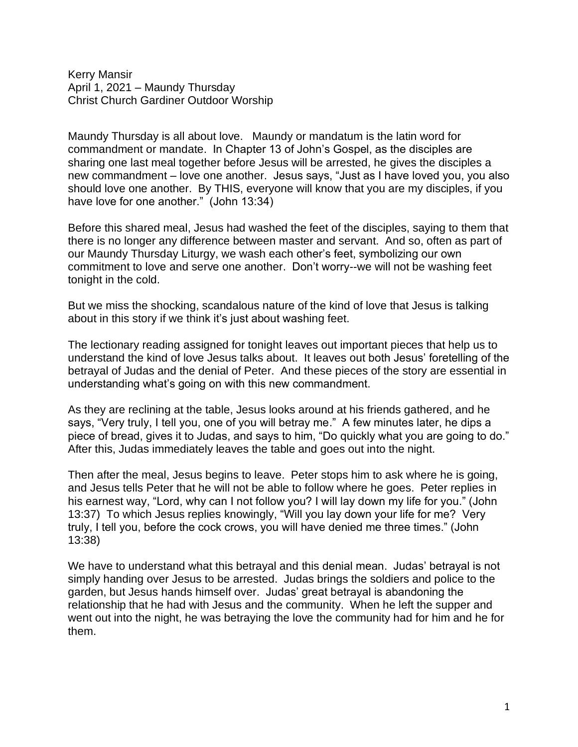Kerry Mansir
April 1, 2021 – Maundy Thursday
Christ Church Gardiner Outdoor Worship

Maundy Thursday is all about love. Maundy or mandatum is the latin word for commandment or mandate. In Chapter 13 of John's Gospel, as the disciples are sharing one last meal together before Jesus will be arrested, he gives the disciples a new commandment – love one another. Jesus says, "Just as I have loved you, you also should love one another. By THIS, everyone will know that you are my disciples, if you have love for one another." (John 13:34)

Before this shared meal, Jesus had washed the feet of the disciples, saying to them that there is no longer any difference between master and servant. And so, often as part of our Maundy Thursday Liturgy, we wash each other's feet, symbolizing our own commitment to love and serve one another. Don't worry--we will not be washing feet tonight in the cold.

But we miss the shocking, scandalous nature of the kind of love that Jesus is talking about in this story if we think it's just about washing feet.

The lectionary reading assigned for tonight leaves out important pieces that help us to understand the kind of love Jesus talks about. It leaves out both Jesus' foretelling of the betrayal of Judas and the denial of Peter. And these pieces of the story are essential in understanding what's going on with this new commandment.

As they are reclining at the table, Jesus looks around at his friends gathered, and he says, "Very truly, I tell you, one of you will betray me." A few minutes later, he dips a piece of bread, gives it to Judas, and says to him, "Do quickly what you are going to do." After this, Judas immediately leaves the table and goes out into the night.

Then after the meal, Jesus begins to leave. Peter stops him to ask where he is going, and Jesus tells Peter that he will not be able to follow where he goes. Peter replies in his earnest way, "Lord, why can I not follow you? I will lay down my life for you." (John 13:37) To which Jesus replies knowingly, "Will you lay down your life for me? Very truly, I tell you, before the cock crows, you will have denied me three times." (John 13:38)

We have to understand what this betrayal and this denial mean. Judas' betrayal is not simply handing over Jesus to be arrested. Judas brings the soldiers and police to the garden, but Jesus hands himself over. Judas' great betrayal is abandoning the relationship that he had with Jesus and the community. When he left the supper and went out into the night, he was betraying the love the community had for him and he for them.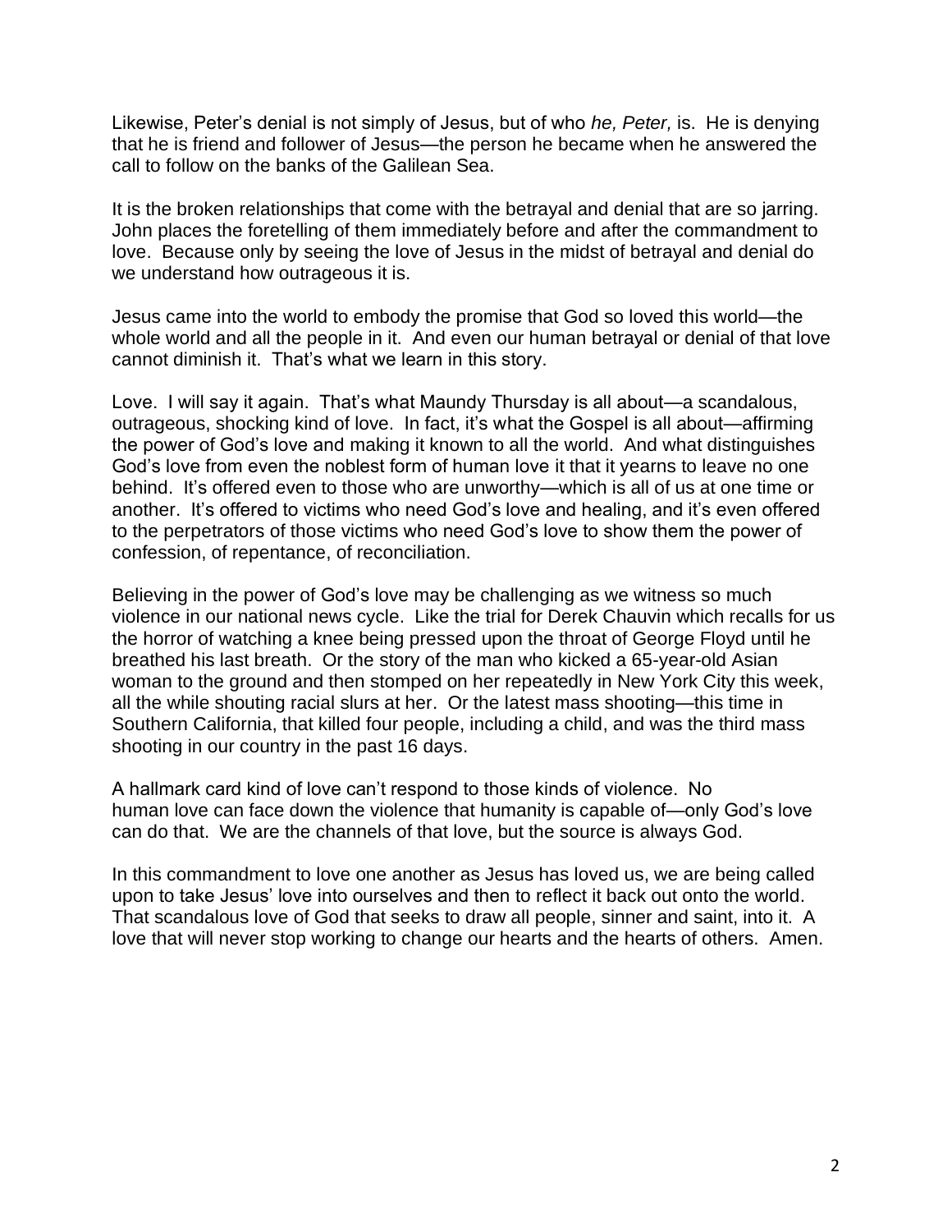Likewise, Peter's denial is not simply of Jesus, but of who *he, Peter,* is. He is denying that he is friend and follower of Jesus—the person he became when he answered the call to follow on the banks of the Galilean Sea.

It is the broken relationships that come with the betrayal and denial that are so jarring. John places the foretelling of them immediately before and after the commandment to love. Because only by seeing the love of Jesus in the midst of betrayal and denial do we understand how outrageous it is.

Jesus came into the world to embody the promise that God so loved this world—the whole world and all the people in it. And even our human betrayal or denial of that love cannot diminish it. That's what we learn in this story.

Love. I will say it again. That's what Maundy Thursday is all about—a scandalous, outrageous, shocking kind of love. In fact, it's what the Gospel is all about—affirming the power of God's love and making it known to all the world. And what distinguishes God's love from even the noblest form of human love it that it yearns to leave no one behind. It's offered even to those who are unworthy—which is all of us at one time or another. It's offered to victims who need God's love and healing, and it's even offered to the perpetrators of those victims who need God's love to show them the power of confession, of repentance, of reconciliation.

Believing in the power of God's love may be challenging as we witness so much violence in our national news cycle. Like the trial for Derek Chauvin which recalls for us the horror of watching a knee being pressed upon the throat of George Floyd until he breathed his last breath. Or the story of the man who kicked a 65-year-old Asian woman to the ground and then stomped on her repeatedly in New York City this week, all the while shouting racial slurs at her. Or the latest mass shooting—this time in Southern California, that killed four people, including a child, and was the third mass shooting in our country in the past 16 days.

A hallmark card kind of love can't respond to those kinds of violence. No human love can face down the violence that humanity is capable of—only God's love can do that. We are the channels of that love, but the source is always God.

In this commandment to love one another as Jesus has loved us, we are being called upon to take Jesus' love into ourselves and then to reflect it back out onto the world. That scandalous love of God that seeks to draw all people, sinner and saint, into it. A love that will never stop working to change our hearts and the hearts of others. Amen.